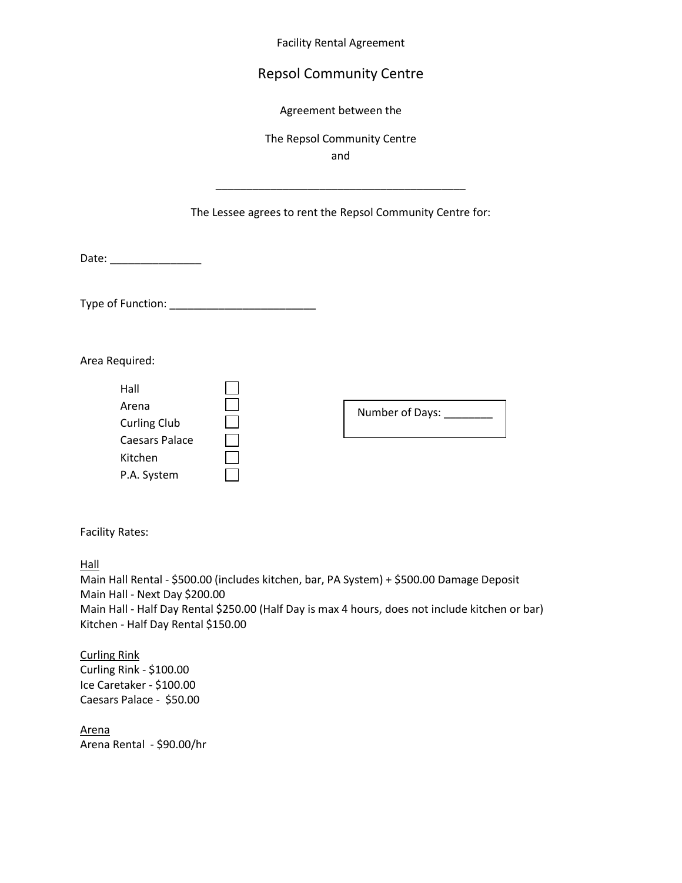Facility Rental Agreement

# Repsol Community Centre

Agreement between the

The Repsol Community Centre
and

___________________________________________

The Lessee agrees to rent the Repsol Community Centre for:

Date: _______________

Type of Function: ________________________

Area Required:

- Hall ☐
- Arena ☐
- Curling Club ☐
- Caesars Palace ☐
- Kitchen ☐
- P.A. System ☐

Number of Days: ________

Facility Rates:

Hall

Main Hall Rental - $500.00 (includes kitchen, bar, PA System) + $500.00 Damage Deposit
Main Hall - Next Day $200.00
Main Hall - Half Day Rental $250.00 (Half Day is max 4 hours, does not include kitchen or bar)
Kitchen - Half Day Rental $150.00

Curling Rink

Curling Rink - $100.00
Ice Caretaker - $100.00
Caesars Palace - $50.00

Arena

Arena Rental - $90.00/hr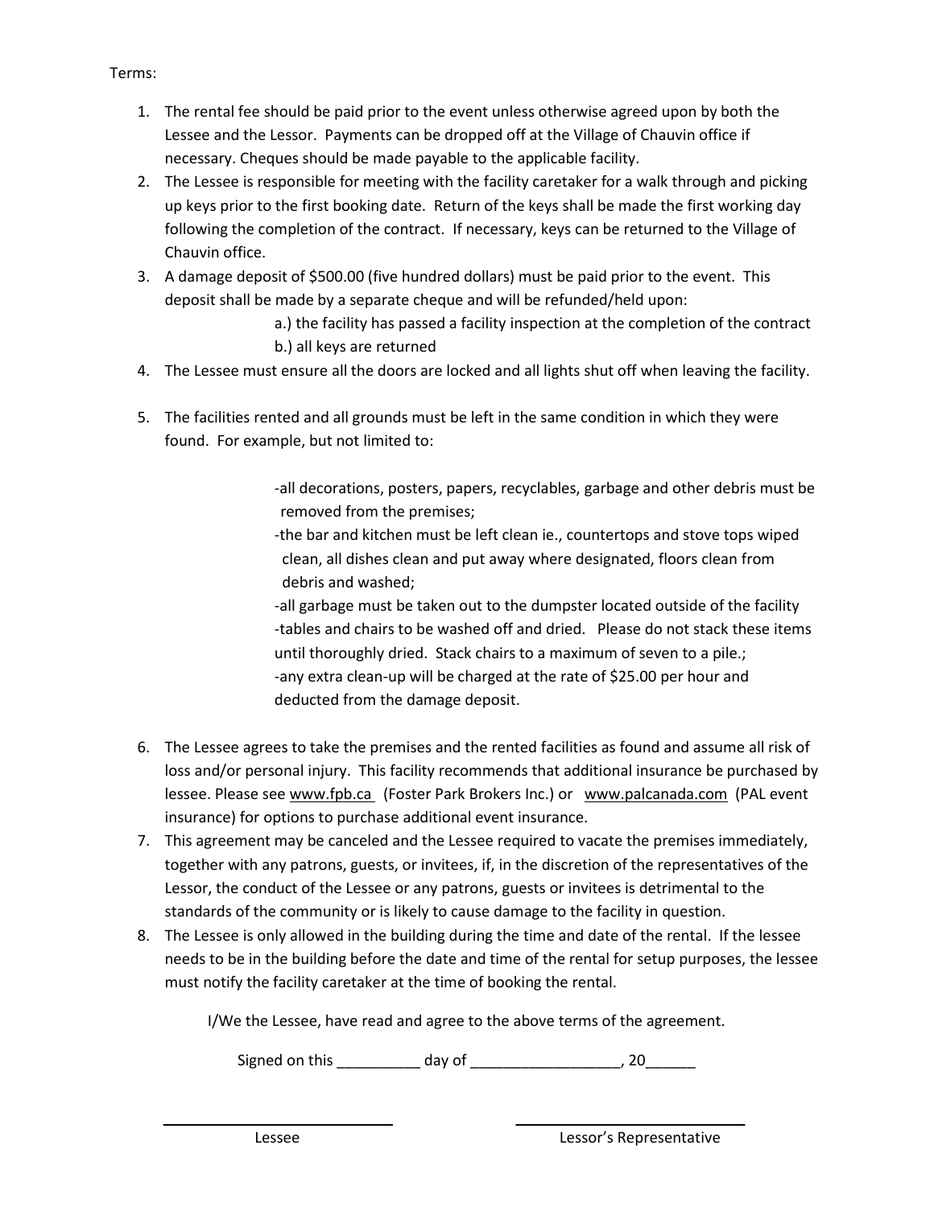Terms:

1. The rental fee should be paid prior to the event unless otherwise agreed upon by both the Lessee and the Lessor. Payments can be dropped off at the Village of Chauvin office if necessary. Cheques should be made payable to the applicable facility.
2. The Lessee is responsible for meeting with the facility caretaker for a walk through and picking up keys prior to the first booking date. Return of the keys shall be made the first working day following the completion of the contract. If necessary, keys can be returned to the Village of Chauvin office.
3. A damage deposit of $500.00 (five hundred dollars) must be paid prior to the event. This deposit shall be made by a separate cheque and will be refunded/held upon:
   - a.) the facility has passed a facility inspection at the completion of the contract
   - b.) all keys are returned
4. The Lessee must ensure all the doors are locked and all lights shut off when leaving the facility.
5. The facilities rented and all grounds must be left in the same condition in which they were found. For example, but not limited to:

   -all decorations, posters, papers, recyclables, garbage and other debris must be removed from the premises;
   -the bar and kitchen must be left clean ie., countertops and stove tops wiped clean, all dishes clean and put away where designated, floors clean from debris and washed;
   -all garbage must be taken out to the dumpster located outside of the facility
   -tables and chairs to be washed off and dried. Please do not stack these items until thoroughly dried. Stack chairs to a maximum of seven to a pile.;
   -any extra clean-up will be charged at the rate of $25.00 per hour and deducted from the damage deposit.

6. The Lessee agrees to take the premises and the rented facilities as found and assume all risk of loss and/or personal injury. This facility recommends that additional insurance be purchased by lessee. Please see www.fpb.ca (Foster Park Brokers Inc.) or www.palcanada.com (PAL event insurance) for options to purchase additional event insurance.
7. This agreement may be canceled and the Lessee required to vacate the premises immediately, together with any patrons, guests, or invitees, if, in the discretion of the representatives of the Lessor, the conduct of the Lessee or any patrons, guests or invitees is detrimental to the standards of the community or is likely to cause damage to the facility in question.
8. The Lessee is only allowed in the building during the time and date of the rental. If the lessee needs to be in the building before the date and time of the rental for setup purposes, the lessee must notify the facility caretaker at the time of booking the rental.

I/We the Lessee, have read and agree to the above terms of the agreement.

Signed on this __________ day of __________________, 20______

_____________________________ &nbsp;&nbsp;&nbsp;&nbsp;&nbsp;&nbsp;&nbsp;&nbsp; _____________________________

Lessee &nbsp;&nbsp;&nbsp;&nbsp;&nbsp;&nbsp;&nbsp;&nbsp;&nbsp;&nbsp;&nbsp;&nbsp;&nbsp;&nbsp;&nbsp;&nbsp;&nbsp;&nbsp;&nbsp;&nbsp;&nbsp;&nbsp;&nbsp;&nbsp;&nbsp;&nbsp;&nbsp;&nbsp; Lessor's Representative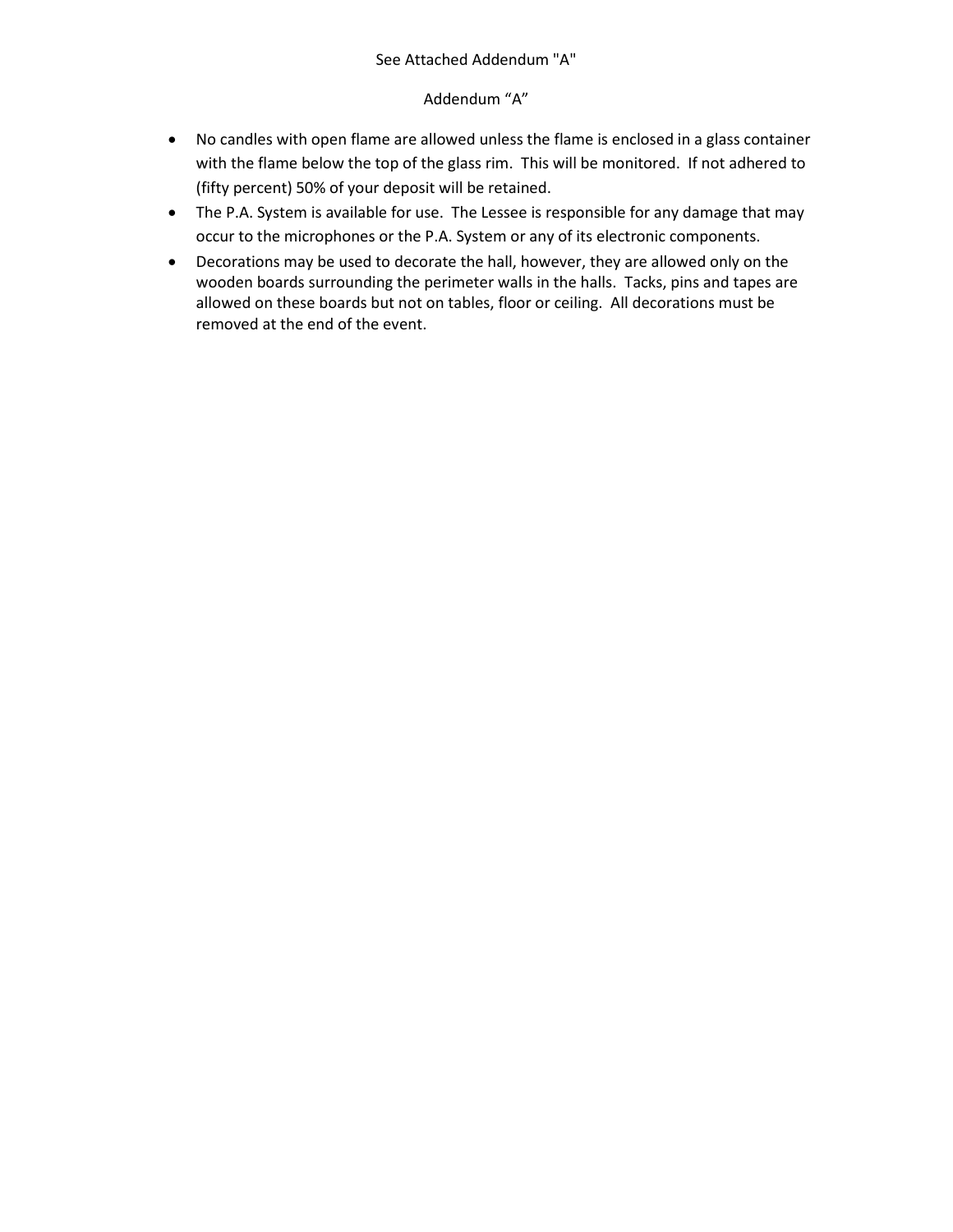See Attached Addendum "A"

Addendum “A”

- No candles with open flame are allowed unless the flame is enclosed in a glass container with the flame below the top of the glass rim. This will be monitored. If not adhered to (fifty percent) 50% of your deposit will be retained.
- The P.A. System is available for use. The Lessee is responsible for any damage that may occur to the microphones or the P.A. System or any of its electronic components.
- Decorations may be used to decorate the hall, however, they are allowed only on the wooden boards surrounding the perimeter walls in the halls. Tacks, pins and tapes are allowed on these boards but not on tables, floor or ceiling. All decorations must be removed at the end of the event.